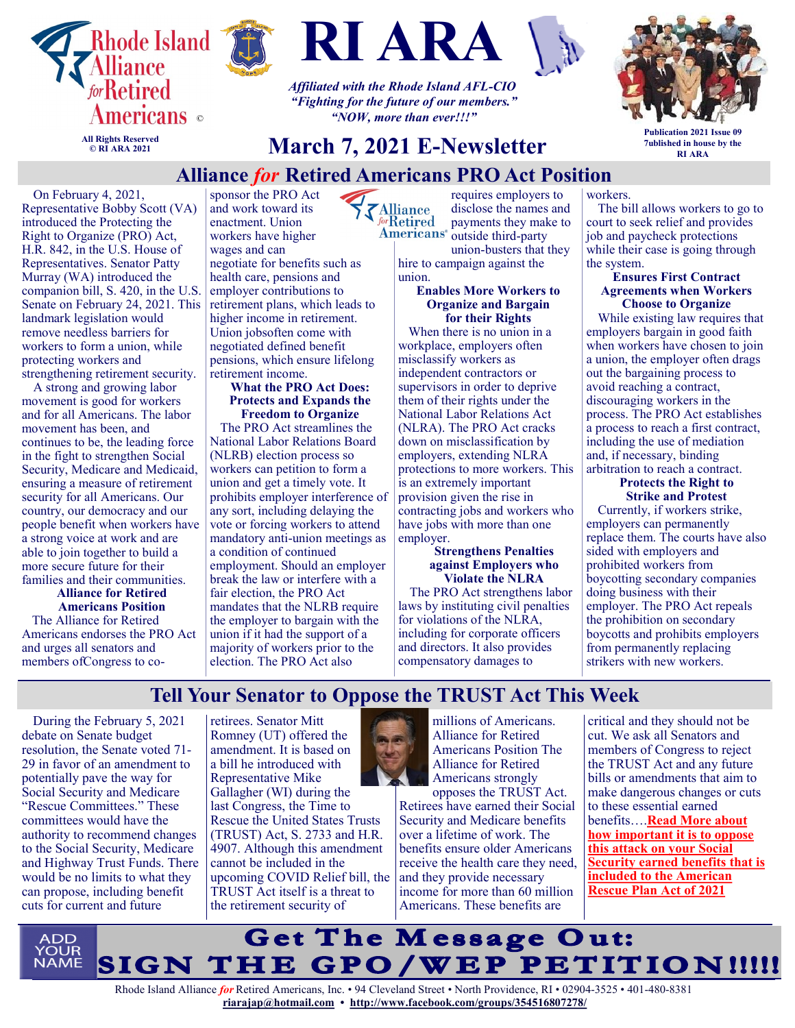# Rhode Island Alliance for Retired Americans ©

All Rights Reserved
© RI ARA 2021

# RI ARA

*Affiliated with the Rhode Island AFL-CIO*
*"Fighting for the future of our members."*
*"NOW, more than ever!!!"*

Publication 2021 Issue 09
7ublished in house by the RI ARA

## March 7, 2021 E-Newsletter

## Alliance *for* Retired Americans PRO Act Position

On February 4, 2021, Representative Bobby Scott (VA) introduced the Protecting the Right to Organize (PRO) Act, H.R. 842, in the U.S. House of Representatives. Senator Patty Murray (WA) introduced the companion bill, S. 420, in the U.S. Senate on February 24, 2021. This landmark legislation would remove needless barriers for workers to form a union, while protecting workers and strengthening retirement security.

A strong and growing labor movement is good for workers and for all Americans. The labor movement has been, and continues to be, the leading force in the fight to strengthen Social Security, Medicare and Medicaid, ensuring a measure of retirement security for all Americans. Our country, our democracy and our people benefit when workers have a strong voice at work and are able to join together to build a more secure future for their families and their communities.

**Alliance for Retired Americans Position**

The Alliance for Retired Americans endorses the PRO Act and urges all senators and members ofCongress to co-sponsor the PRO Act and work toward its enactment. Union workers have higher wages and can negotiate for benefits such as health care, pensions and employer contributions to retirement plans, which leads to higher income in retirement. Union jobsoften come with negotiated defined benefit pensions, which ensure lifelong retirement income.

**What the PRO Act Does: Protects and Expands the Freedom to Organize**

The PRO Act streamlines the National Labor Relations Board (NLRB) election process so workers can petition to form a union and get a timely vote. It prohibits employer interference of any sort, including delaying the vote or forcing workers to attend mandatory anti-union meetings as a condition of continued employment. Should an employer break the law or interfere with a fair election, the PRO Act mandates that the NLRB require the employer to bargain with the union if it had the support of a majority of workers prior to the election. The PRO Act also requires employers to disclose the names and payments they make to outside third-party union-busters that they hire to campaign against the union.

**Enables More Workers to Organize and Bargain for their Rights**

When there is no union in a workplace, employers often misclassify workers as independent contractors or supervisors in order to deprive them of their rights under the National Labor Relations Act (NLRA). The PRO Act cracks down on misclassification by employers, extending NLRA protections to more workers. This is an extremely important provision given the rise in contracting jobs and workers who have jobs with more than one employer.

**Strengthens Penalties against Employers who Violate the NLRA**

The PRO Act strengthens labor laws by instituting civil penalties for violations of the NLRA, including for corporate officers and directors. It also provides compensatory damages to workers.

The bill allows workers to go to court to seek relief and provides job and paycheck protections while their case is going through the system.

**Ensures First Contract Agreements when Workers Choose to Organize**

While existing law requires that employers bargain in good faith when workers have chosen to join a union, the employer often drags out the bargaining process to avoid reaching a contract, discouraging workers in the process. The PRO Act establishes a process to reach a first contract, including the use of mediation and, if necessary, binding arbitration to reach a contract.

**Protects the Right to Strike and Protest**

Currently, if workers strike, employers can permanently replace them. The courts have also sided with employers and prohibited workers from boycotting secondary companies doing business with their employer. The PRO Act repeals the prohibition on secondary boycotts and prohibits employers from permanently replacing strikers with new workers.

## Tell Your Senator to Oppose the TRUST Act This Week

During the February 5, 2021 debate on Senate budget resolution, the Senate voted 71-29 in favor of an amendment to potentially pave the way for Social Security and Medicare "Rescue Committees." These committees would have the authority to recommend changes to the Social Security, Medicare and Highway Trust Funds. There would be no limits to what they can propose, including benefit cuts for current and future retirees. Senator Mitt Romney (UT) offered the amendment. It is based on a bill he introduced with Representative Mike Gallagher (WI) during the last Congress, the Time to Rescue the United States Trusts (TRUST) Act, S. 2733 and H.R. 4907. Although this amendment cannot be included in the upcoming COVID Relief bill, the TRUST Act itself is a threat to the retirement security of millions of Americans.

Alliance for Retired Americans Position The Alliance for Retired Americans strongly opposes the TRUST Act. Retirees have earned their Social Security and Medicare benefits over a lifetime of work. The benefits ensure older Americans receive the health care they need, and they provide necessary income for more than 60 million Americans. These benefits are critical and they should not be cut. We ask all Senators and members of Congress to reject the TRUST Act and any future bills or amendments that aim to make dangerous changes or cuts to these essential earned benefits….**Read More about how important it is to oppose this attack on your Social Security earned benefits that is included to the American Rescue Plan Act of 2021**

ADD YOUR NAME

## Get The Message Out: SIGN THE GPO/WEP PETITION!!!!!

Rhode Island Alliance *for* Retired Americans, Inc. • 94 Cleveland Street • North Providence, RI • 02904-3525 • 401-480-8381
**riarajap@hotmail.com** • **http://www.facebook.com/groups/354516807278/**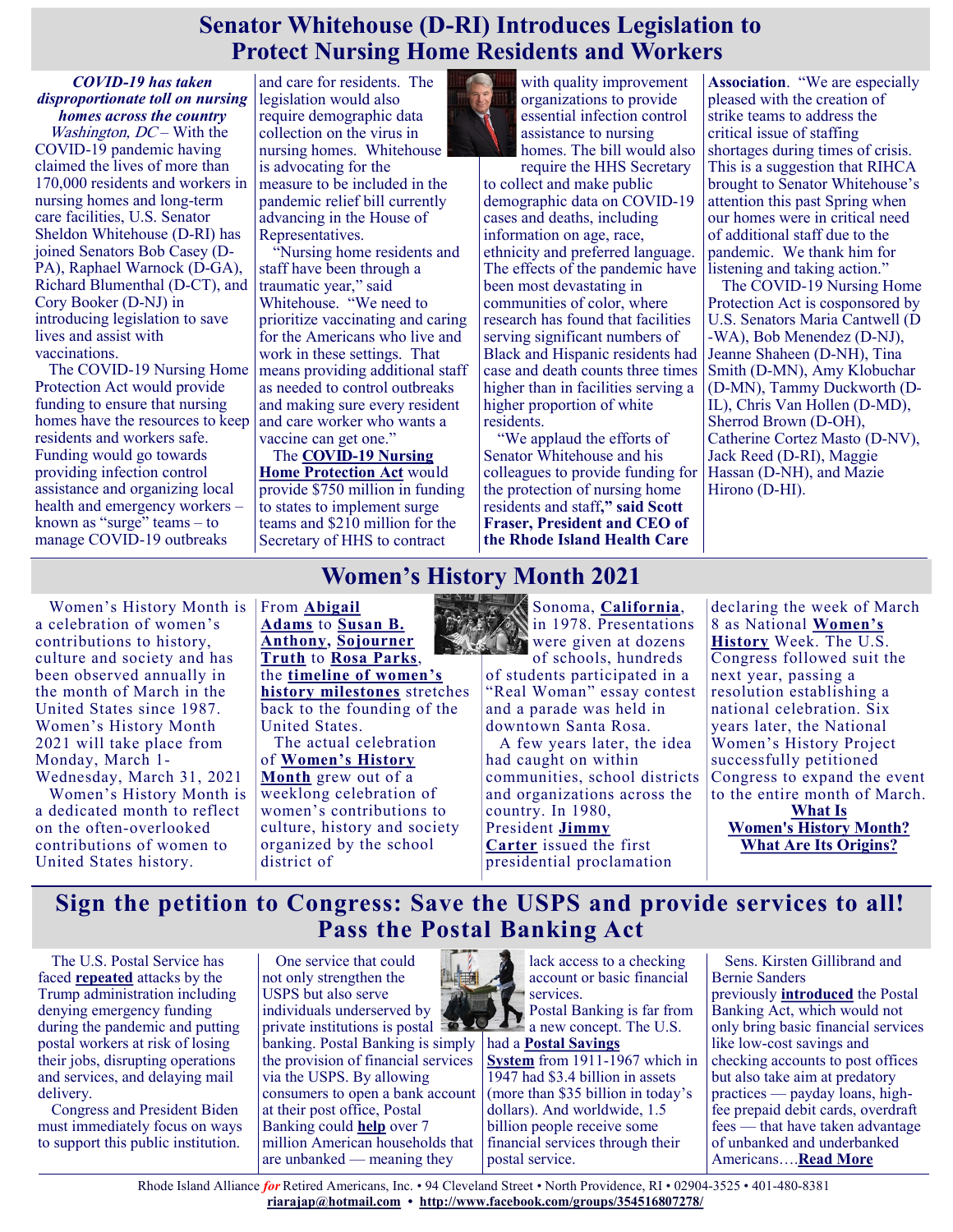# Senator Whitehouse (D-RI) Introduces Legislation to Protect Nursing Home Residents and Workers

***COVID-19 has taken disproportionate toll on nursing homes across the country***

*Washington, DC* – With the COVID-19 pandemic having claimed the lives of more than 170,000 residents and workers in nursing homes and long-term care facilities, U.S. Senator Sheldon Whitehouse (D-RI) has joined Senators Bob Casey (D-PA), Raphael Warnock (D-GA), Richard Blumenthal (D-CT), and Cory Booker (D-NJ) in introducing legislation to save lives and assist with vaccinations.

The COVID-19 Nursing Home Protection Act would provide funding to ensure that nursing homes have the resources to keep residents and workers safe. Funding would go towards providing infection control assistance and organizing local health and emergency workers – known as "surge" teams – to manage COVID-19 outbreaks and care for residents. The legislation would also require demographic data collection on the virus in nursing homes. Whitehouse is advocating for the measure to be included in the pandemic relief bill currently advancing in the House of Representatives.

"Nursing home residents and staff have been through a traumatic year," said Whitehouse. "We need to prioritize vaccinating and caring for the Americans who live and work in these settings. That means providing additional staff as needed to control outbreaks and making sure every resident and care worker who wants a vaccine can get one."

The **COVID-19 Nursing Home Protection Act** would provide $750 million in funding to states to implement surge teams and $210 million for the Secretary of HHS to contract with quality improvement organizations to provide essential infection control assistance to nursing homes. The bill would also require the HHS Secretary to collect and make public demographic data on COVID-19 cases and deaths, including information on age, race, ethnicity and preferred language. The effects of the pandemic have been most devastating in communities of color, where research has found that facilities serving significant numbers of Black and Hispanic residents had case and death counts three times higher than in facilities serving a higher proportion of white residents.

"We applaud the efforts of Senator Whitehouse and his colleagues to provide funding for the protection of nursing home residents and staff**," said Scott Fraser, President and CEO of the Rhode Island Health Care Association**. "We are especially pleased with the creation of strike teams to address the critical issue of staffing shortages during times of crisis. This is a suggestion that RIHCA brought to Senator Whitehouse's attention this past Spring when our homes were in critical need of additional staff due to the pandemic. We thank him for listening and taking action."

The COVID-19 Nursing Home Protection Act is cosponsored by U.S. Senators Maria Cantwell (D-WA), Bob Menendez (D-NJ), Jeanne Shaheen (D-NH), Tina Smith (D-MN), Amy Klobuchar (D-MN), Tammy Duckworth (D-IL), Chris Van Hollen (D-MD), Sherrod Brown (D-OH), Catherine Cortez Masto (D-NV), Jack Reed (D-RI), Maggie Hassan (D-NH), and Mazie Hirono (D-HI).

# Women's History Month 2021

Women's History Month is a celebration of women's contributions to history, culture and society and has been observed annually in the month of March in the United States since 1987. Women's History Month 2021 will take place from Monday, March 1-Wednesday, March 31, 2021

Women's History Month is a dedicated month to reflect on the often-overlooked contributions of women to United States history.

From **Abigail Adams** to **Susan B. Anthony**, **Sojourner Truth** to **Rosa Parks**, the **timeline of women's history milestones** stretches back to the founding of the United States.

The actual celebration of **Women's History Month** grew out of a weeklong celebration of women's contributions to culture, history and society organized by the school district of Sonoma, **California**, in 1978. Presentations were given at dozens of schools, hundreds of students participated in a "Real Woman" essay contest and a parade was held in downtown Santa Rosa.

A few years later, the idea had caught on within communities, school districts and organizations across the country. In 1980, President **Jimmy Carter** issued the first presidential proclamation declaring the week of March 8 as National **Women's History** Week. The U.S. Congress followed suit the next year, passing a resolution establishing a national celebration. Six years later, the National Women's History Project successfully petitioned Congress to expand the event to the entire month of March.

**What Is Women's History Month? What Are Its Origins?**

# Sign the petition to Congress: Save the USPS and provide services to all! Pass the Postal Banking Act

The U.S. Postal Service has faced **repeated** attacks by the Trump administration including denying emergency funding during the pandemic and putting postal workers at risk of losing their jobs, disrupting operations and services, and delaying mail delivery.

Congress and President Biden must immediately focus on ways to support this public institution.

One service that could not only strengthen the USPS but also serve individuals underserved by private institutions is postal banking. Postal Banking is simply the provision of financial services via the USPS. By allowing consumers to open a bank account at their post office, Postal Banking could **help** over 7 million American households that are unbanked — meaning they lack access to a checking account or basic financial services.

Postal Banking is far from a new concept. The U.S. had a **Postal Savings System** from 1911-1967 which in 1947 had $3.4 billion in assets (more than $35 billion in today's dollars). And worldwide, 1.5 billion people receive some financial services through their postal service.

Sens. Kirsten Gillibrand and Bernie Sanders previously **introduced** the Postal Banking Act, which would not only bring basic financial services like low-cost savings and checking accounts to post offices but also take aim at predatory practices — payday loans, high-fee prepaid debit cards, overdraft fees — that have taken advantage of unbanked and underbanked Americans….**Read More**

Rhode Island Alliance *for* Retired Americans, Inc. • 94 Cleveland Street • North Providence, RI • 02904-3525 • 401-480-8381
**riarajap@hotmail.com** • **http://www.facebook.com/groups/354516807278/**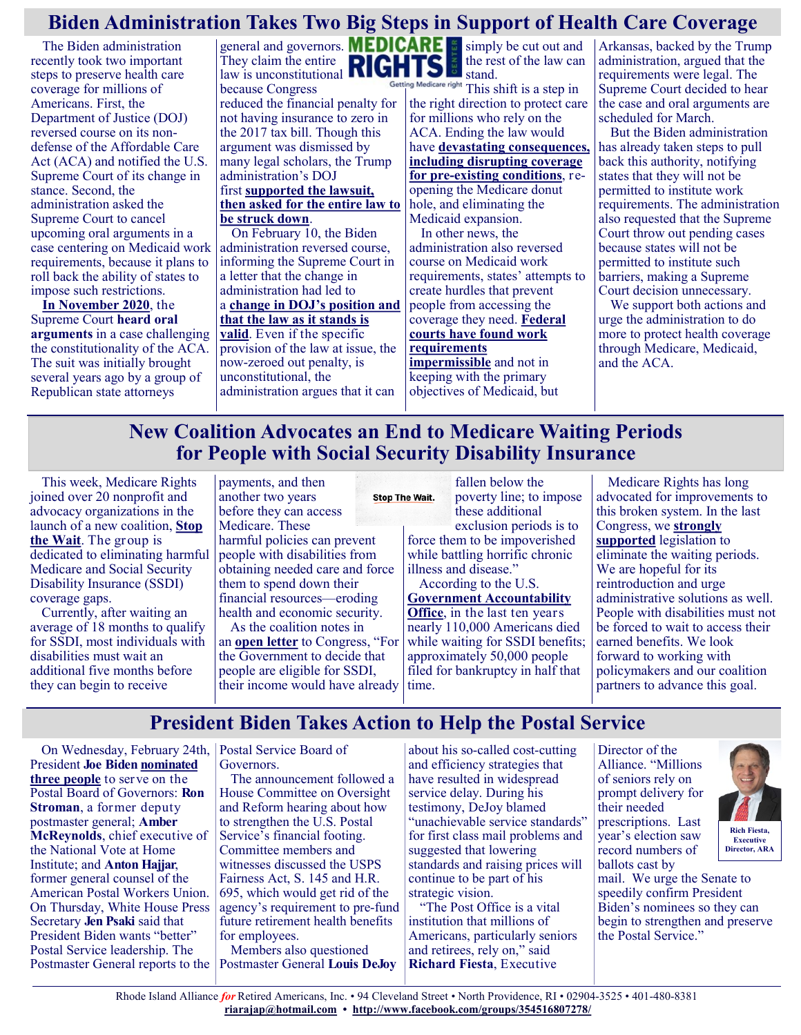# Biden Administration Takes Two Big Steps in Support of Health Care Coverage

The Biden administration recently took two important steps to preserve health care coverage for millions of Americans. First, the Department of Justice (DOJ) reversed course on its non-defense of the Affordable Care Act (ACA) and notified the U.S. Supreme Court of its change in stance. Second, the administration asked the Supreme Court to cancel upcoming oral arguments in a case centering on Medicaid work requirements, because it plans to roll back the ability of states to impose such restrictions.

**In November 2020**, the Supreme Court **heard oral arguments** in a case challenging the constitutionality of the ACA. The suit was initially brought several years ago by a group of Republican state attorneys general and governors. They claim the entire law is unconstitutional because Congress reduced the financial penalty for not having insurance to zero in the 2017 tax bill. Though this argument was dismissed by many legal scholars, the Trump administration's DOJ first **supported the lawsuit, then asked for the entire law to be struck down**.

On February 10, the Biden administration reversed course, informing the Supreme Court in a letter that the change in administration had led to a **change in DOJ's position and that the law as it stands is valid**. Even if the specific provision of the law at issue, the now-zeroed out penalty, is unconstitutional, the administration argues that it can simply be cut out and the rest of the law can stand.

This shift is a step in the right direction to protect care for millions who rely on the ACA. Ending the law would have **devastating consequences, including disrupting coverage for pre-existing conditions**, re-opening the Medicare donut hole, and eliminating the Medicaid expansion.

In other news, the administration also reversed course on Medicaid work requirements, states' attempts to create hurdles that prevent people from accessing the coverage they need. **Federal courts have found work requirements impermissible** and not in keeping with the primary objectives of Medicaid, but Arkansas, backed by the Trump administration, argued that the requirements were legal. The Supreme Court decided to hear the case and oral arguments are scheduled for March.

But the Biden administration has already taken steps to pull back this authority, notifying states that they will not be permitted to institute work requirements. The administration also requested that the Supreme Court throw out pending cases because states will not be permitted to institute such barriers, making a Supreme Court decision unnecessary.

We support both actions and urge the administration to do more to protect health coverage through Medicare, Medicaid, and the ACA.

# New Coalition Advocates an End to Medicare Waiting Periods for People with Social Security Disability Insurance

This week, Medicare Rights joined over 20 nonprofit and advocacy organizations in the launch of a new coalition, **Stop the Wait**. The group is dedicated to eliminating harmful Medicare and Social Security Disability Insurance (SSDI) coverage gaps.

Currently, after waiting an average of 18 months to qualify for SSDI, most individuals with disabilities must wait an additional five months before they can begin to receive payments, and then another two years before they can access Medicare. These harmful policies can prevent people with disabilities from obtaining needed care and force them to spend down their financial resources—eroding health and economic security.

As the coalition notes in an **open letter** to Congress, "For the Government to decide that people are eligible for SSDI, their income would have already fallen below the poverty line; to impose these additional exclusion periods is to force them to be impoverished while battling horrific chronic illness and disease."

According to the U.S. **Government Accountability Office**, in the last ten years nearly 110,000 Americans died while waiting for SSDI benefits; approximately 50,000 people filed for bankruptcy in half that time.

Medicare Rights has long advocated for improvements to this broken system. In the last Congress, we **strongly supported** legislation to eliminate the waiting periods. We are hopeful for its reintroduction and urge administrative solutions as well. People with disabilities must not be forced to wait to access their earned benefits. We look forward to working with policymakers and our coalition partners to advance this goal.

# President Biden Takes Action to Help the Postal Service

On Wednesday, February 24th, President **Joe Biden** **nominated three people** to serve on the Postal Board of Governors: **Ron Stroman**, a former deputy postmaster general; **Amber McReynolds**, chief executive of the National Vote at Home Institute; and **Anton Hajjar**, former general counsel of the American Postal Workers Union. On Thursday, White House Press Secretary **Jen Psaki** said that President Biden wants "better" Postal Service leadership. The Postmaster General reports to the Postal Service Board of Governors.

The announcement followed a House Committee on Oversight and Reform hearing about how to strengthen the U.S. Postal Service's financial footing. Committee members and witnesses discussed the USPS Fairness Act, S. 145 and H.R. 695, which would get rid of the agency's requirement to pre-fund future retirement health benefits for employees.

Members also questioned Postmaster General **Louis DeJoy** about his so-called cost-cutting and efficiency strategies that have resulted in widespread service delay. During his testimony, DeJoy blamed "unachievable service standards" for first class mail problems and suggested that lowering standards and raising prices will continue to be part of his strategic vision.

"The Post Office is a vital institution that millions of Americans, particularly seniors and retirees, rely on," said **Richard Fiesta**, Executive Director of the Alliance. "Millions of seniors rely on prompt delivery for their needed prescriptions. Last year's election saw record numbers of ballots cast by mail. We urge the Senate to speedily confirm President Biden's nominees so they can begin to strengthen and preserve the Postal Service."

Rich Fiesta, Executive Director, ARA

Rhode Island Alliance *for* Retired Americans, Inc. • 94 Cleveland Street • North Providence, RI • 02904-3525 • 401-480-8381
riarajap@hotmail.com • http://www.facebook.com/groups/354516807278/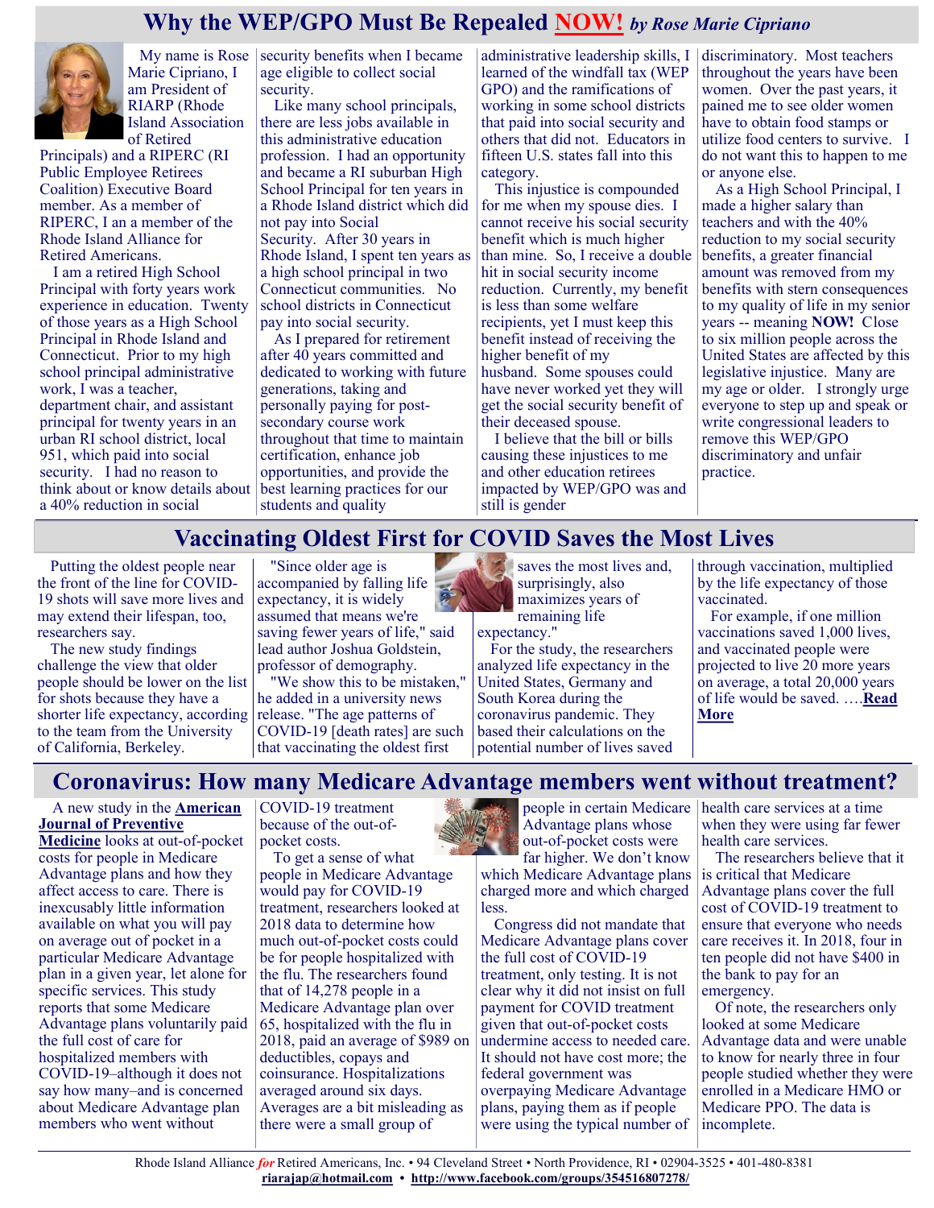# Why the WEP/GPO Must Be Repealed NOW! *by Rose Marie Cipriano*

My name is Rose Marie Cipriano, I am President of RIARP (Rhode Island Association of Retired Principals) and a RIPERC (RI Public Employee Retirees Coalition) Executive Board member. As a member of RIPERC, I an a member of the Rhode Island Alliance for Retired Americans.

I am a retired High School Principal with forty years work experience in education. Twenty of those years as a High School Principal in Rhode Island and Connecticut. Prior to my high school principal administrative work, I was a teacher, department chair, and assistant principal for twenty years in an urban RI school district, local 951, which paid into social security. I had no reason to think about or know details about a 40% reduction in social security benefits when I became age eligible to collect social security.

Like many school principals, there are less jobs available in this administrative education profession. I had an opportunity and became a RI suburban High School Principal for ten years in a Rhode Island district which did not pay into Social Security. After 30 years in Rhode Island, I spent ten years as a high school principal in two Connecticut communities. No school districts in Connecticut pay into social security.

As I prepared for retirement after 40 years committed and dedicated to working with future generations, taking and personally paying for post-secondary course work throughout that time to maintain certification, enhance job opportunities, and provide the best learning practices for our students and quality administrative leadership skills, I learned of the windfall tax (WEP GPO) and the ramifications of working in some school districts that paid into social security and others that did not. Educators in fifteen U.S. states fall into this category.

This injustice is compounded for me when my spouse dies. I cannot receive his social security benefit which is much higher than mine. So, I receive a double hit in social security income reduction. Currently, my benefit is less than some welfare recipients, yet I must keep this benefit instead of receiving the higher benefit of my husband. Some spouses could have never worked yet they will get the social security benefit of their deceased spouse.

I believe that the bill or bills causing these injustices to me and other education retirees impacted by WEP/GPO was and still is gender discriminatory. Most teachers throughout the years have been women. Over the past years, it pained me to see older women have to obtain food stamps or utilize food centers to survive. I do not want this to happen to me or anyone else.

As a High School Principal, I made a higher salary than teachers and with the 40% reduction to my social security benefits, a greater financial amount was removed from my benefits with stern consequences to my quality of life in my senior years -- meaning **NOW!** Close to six million people across the United States are affected by this legislative injustice. Many are my age or older. I strongly urge everyone to step up and speak or write congressional leaders to remove this WEP/GPO discriminatory and unfair practice.

# Vaccinating Oldest First for COVID Saves the Most Lives

Putting the oldest people near the front of the line for COVID-19 shots will save more lives and may extend their lifespan, too, researchers say.

The new study findings challenge the view that older people should be lower on the list for shots because they have a shorter life expectancy, according to the team from the University of California, Berkeley.

"Since older age is accompanied by falling life expectancy, it is widely assumed that means we're saving fewer years of life," said lead author Joshua Goldstein, professor of demography.

"We show this to be mistaken," he added in a university news release. "The age patterns of COVID-19 [death rates] are such that vaccinating the oldest first saves the most lives and, surprisingly, also maximizes years of remaining life expectancy."

For the study, the researchers analyzed life expectancy in the United States, Germany and South Korea during the coronavirus pandemic. They based their calculations on the potential number of lives saved through vaccination, multiplied by the life expectancy of those vaccinated.

For example, if one million vaccinations saved 1,000 lives, and vaccinated people were projected to live 20 more years on average, a total 20,000 years of life would be saved. ….**Read More**

# Coronavirus: How many Medicare Advantage members went without treatment?

A new study in the **American Journal of Preventive Medicine** looks at out-of-pocket costs for people in Medicare Advantage plans and how they affect access to care. There is inexcusably little information available on what you will pay on average out of pocket in a particular Medicare Advantage plan in a given year, let alone for specific services. This study reports that some Medicare Advantage plans voluntarily paid the full cost of care for hospitalized members with COVID-19–although it does not say how many–and is concerned about Medicare Advantage plan members who went without COVID-19 treatment because of the out-of-pocket costs.

To get a sense of what people in Medicare Advantage would pay for COVID-19 treatment, researchers looked at 2018 data to determine how much out-of-pocket costs could be for people hospitalized with the flu. The researchers found that of 14,278 people in a Medicare Advantage plan over 65, hospitalized with the flu in 2018, paid an average of $989 on deductibles, copays and coinsurance. Hospitalizations averaged around six days. Averages are a bit misleading as there were a small group of people in certain Medicare Advantage plans whose out-of-pocket costs were far higher. We don't know which Medicare Advantage plans charged more and which charged less.

Congress did not mandate that Medicare Advantage plans cover the full cost of COVID-19 treatment, only testing. It is not clear why it did not insist on full payment for COVID treatment given that out-of-pocket costs undermine access to needed care. It should not have cost more; the federal government was overpaying Medicare Advantage plans, paying them as if people were using the typical number of health care services at a time when they were using far fewer health care services.

The researchers believe that it is critical that Medicare Advantage plans cover the full cost of COVID-19 treatment to ensure that everyone who needs care receives it. In 2018, four in ten people did not have $400 in the bank to pay for an emergency.

Of note, the researchers only looked at some Medicare Advantage data and were unable to know for nearly three in four people studied whether they were enrolled in a Medicare HMO or Medicare PPO. The data is incomplete.

Rhode Island Alliance *for* Retired Americans, Inc. • 94 Cleveland Street • North Providence, RI • 02904-3525 • 401-480-8381
**riarajap@hotmail.com** • **http://www.facebook.com/groups/354516807278/**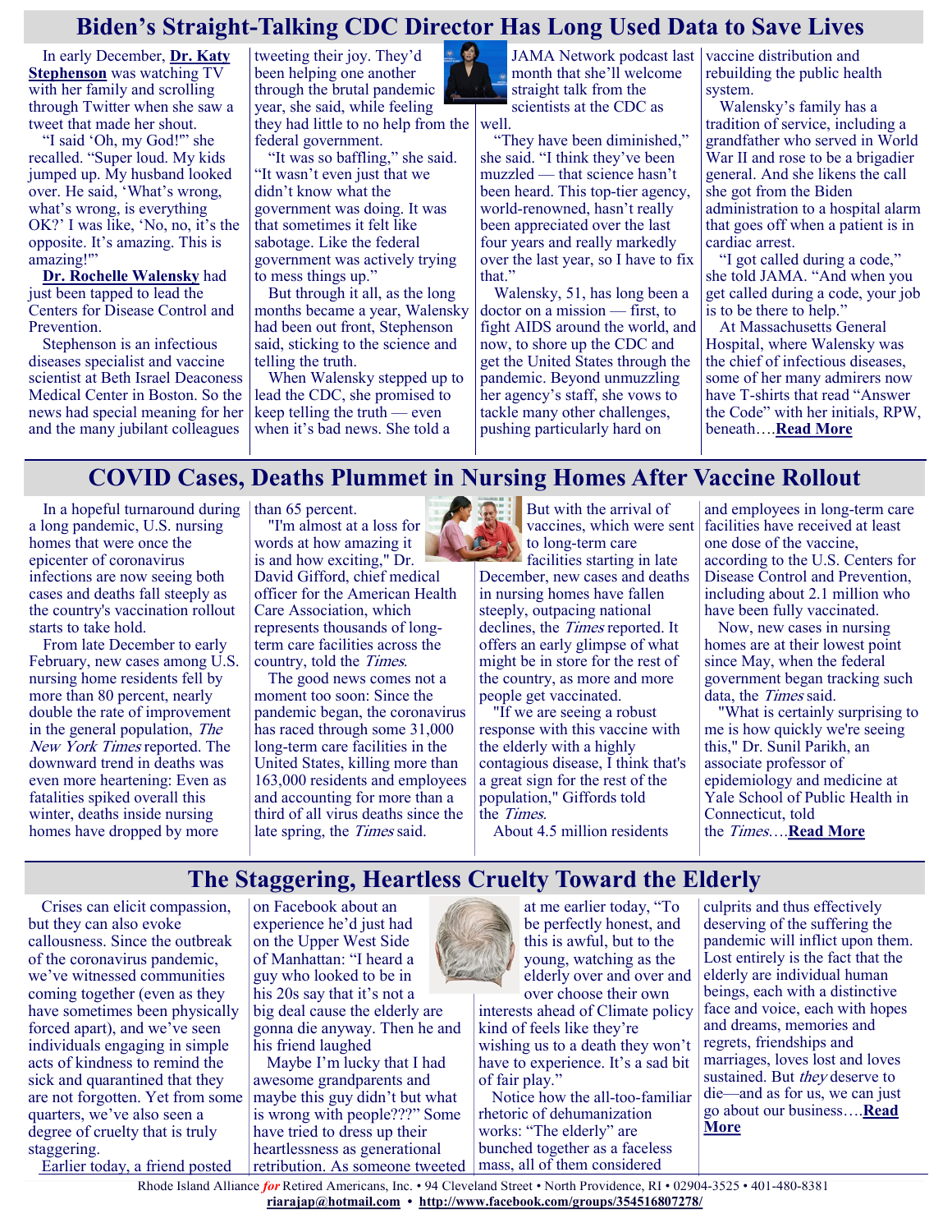# Biden's Straight-Talking CDC Director Has Long Used Data to Save Lives

In early December, **Dr. Katy Stephenson** was watching TV with her family and scrolling through Twitter when she saw a tweet that made her shout.

"I said 'Oh, my God!'" she recalled. "Super loud. My kids jumped up. My husband looked over. He said, 'What's wrong, what's wrong, is everything OK?' I was like, 'No, no, it's the opposite. It's amazing. This is amazing!'"

**Dr. Rochelle Walensky** had just been tapped to lead the Centers for Disease Control and Prevention.

Stephenson is an infectious diseases specialist and vaccine scientist at Beth Israel Deaconess Medical Center in Boston. So the news had special meaning for her and the many jubilant colleagues tweeting their joy. They'd been helping one another through the brutal pandemic year, she said, while feeling they had little to no help from the federal government.

"It was so baffling," she said. "It wasn't even just that we didn't know what the government was doing. It was that sometimes it felt like sabotage. Like the federal government was actively trying to mess things up."

But through it all, as the long months became a year, Walensky had been out front, Stephenson said, sticking to the science and telling the truth.

When Walensky stepped up to lead the CDC, she promised to keep telling the truth — even when it's bad news. She told a JAMA Network podcast last month that she'll welcome straight talk from the scientists at the CDC as well.

"They have been diminished," she said. "I think they've been muzzled — that science hasn't been heard. This top-tier agency, world-renowned, hasn't really been appreciated over the last four years and really markedly over the last year, so I have to fix that."

Walensky, 51, has long been a doctor on a mission — first, to fight AIDS around the world, and now, to shore up the CDC and get the United States through the pandemic. Beyond unmuzzling her agency's staff, she vows to tackle many other challenges, pushing particularly hard on vaccine distribution and rebuilding the public health system.

Walensky's family has a tradition of service, including a grandfather who served in World War II and rose to be a brigadier general. And she likens the call she got from the Biden administration to a hospital alarm that goes off when a patient is in cardiac arrest.

"I got called during a code," she told JAMA. "And when you get called during a code, your job is to be there to help."

At Massachusetts General Hospital, where Walensky was the chief of infectious diseases, some of her many admirers now have T-shirts that read "Answer the Code" with her initials, RPW, beneath….**Read More**

# COVID Cases, Deaths Plummet in Nursing Homes After Vaccine Rollout

In a hopeful turnaround during a long pandemic, U.S. nursing homes that were once the epicenter of coronavirus infections are now seeing both cases and deaths fall steeply as the country's vaccination rollout starts to take hold.

From late December to early February, new cases among U.S. nursing home residents fell by more than 80 percent, nearly double the rate of improvement in the general population, *The New York Times* reported. The downward trend in deaths was even more heartening: Even as fatalities spiked overall this winter, deaths inside nursing homes have dropped by more than 65 percent.

"I'm almost at a loss for words at how amazing it is and how exciting," Dr. David Gifford, chief medical officer for the American Health Care Association, which represents thousands of long-term care facilities across the country, told the *Times*.

The good news comes not a moment too soon: Since the pandemic began, the coronavirus has raced through some 31,000 long-term care facilities in the United States, killing more than 163,000 residents and employees and accounting for more than a third of all virus deaths since the late spring, the *Times* said.

But with the arrival of vaccines, which were sent to long-term care facilities starting in late December, new cases and deaths in nursing homes have fallen steeply, outpacing national declines, the *Times* reported. It offers an early glimpse of what might be in store for the rest of the country, as more and more people get vaccinated.

"If we are seeing a robust response with this vaccine with the elderly with a highly contagious disease, I think that's a great sign for the rest of the population," Giffords told the *Times*.

About 4.5 million residents and employees in long-term care facilities have received at least one dose of the vaccine, according to the U.S. Centers for Disease Control and Prevention, including about 2.1 million who have been fully vaccinated.

Now, new cases in nursing homes are at their lowest point since May, when the federal government began tracking such data, the *Times* said.

"What is certainly surprising to me is how quickly we're seeing this," Dr. Sunil Parikh, an associate professor of epidemiology and medicine at Yale School of Public Health in Connecticut, told the *Times*.…**Read More**

# The Staggering, Heartless Cruelty Toward the Elderly

Crises can elicit compassion, but they can also evoke callousness. Since the outbreak of the coronavirus pandemic, we've witnessed communities coming together (even as they have sometimes been physically forced apart), and we've seen individuals engaging in simple acts of kindness to remind the sick and quarantined that they are not forgotten. Yet from some quarters, we've also seen a degree of cruelty that is truly staggering.

Earlier today, a friend posted on Facebook about an experience he'd just had on the Upper West Side of Manhattan: "I heard a guy who looked to be in his 20s say that it's not a big deal cause the elderly are gonna die anyway. Then he and his friend laughed

Maybe I'm lucky that I had awesome grandparents and maybe this guy didn't but what is wrong with people???" Some have tried to dress up their heartlessness as generational retribution. As someone tweeted at me earlier today, "To be perfectly honest, and this is awful, but to the young, watching as the elderly over and over and over choose their own interests ahead of Climate policy kind of feels like they're wishing us to a death they won't have to experience. It's a sad bit of fair play."

Notice how the all-too-familiar rhetoric of dehumanization works: "The elderly" are bunched together as a faceless mass, all of them considered culprits and thus effectively deserving of the suffering the pandemic will inflict upon them. Lost entirely is the fact that the elderly are individual human beings, each with a distinctive face and voice, each with hopes and dreams, memories and regrets, friendships and marriages, loves lost and loves sustained. But *they* deserve to die—and as for us, we can just go about our business….**Read More**

Rhode Island Alliance *for* Retired Americans, Inc. • 94 Cleveland Street • North Providence, RI • 02904-3525 • 401-480-8381
**riarajap@hotmail.com** • **http://www.facebook.com/groups/354516807278/**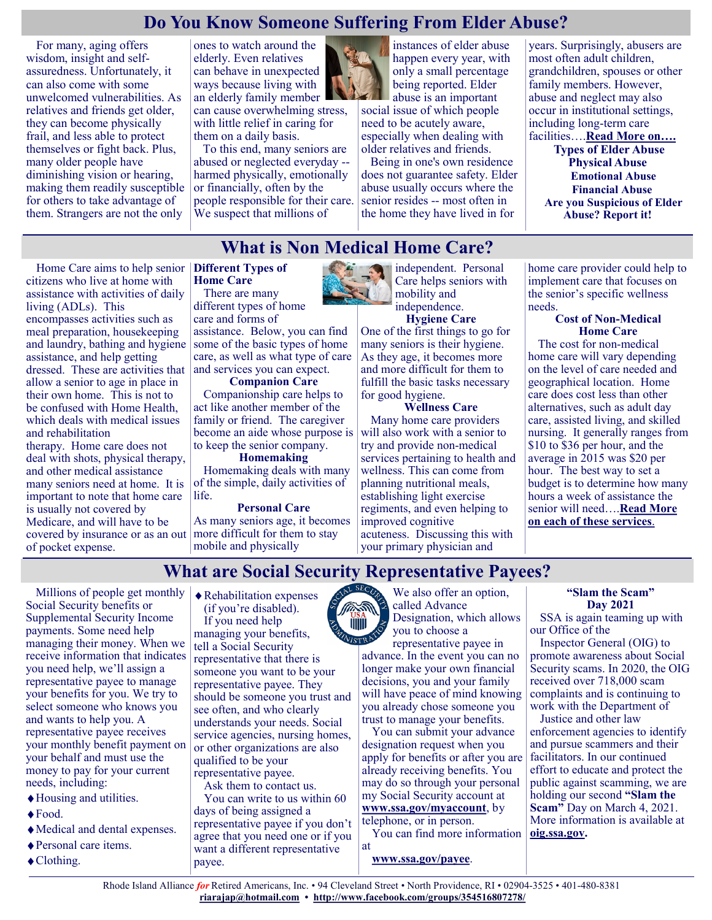# Do You Know Someone Suffering From Elder Abuse?

For many, aging offers wisdom, insight and self-assuredness. Unfortunately, it can also come with some unwelcomed vulnerabilities. As relatives and friends get older, they can become physically frail, and less able to protect themselves or fight back. Plus, many older people have diminishing vision or hearing, making them readily susceptible for others to take advantage of them. Strangers are not the only ones to watch around the elderly. Even relatives can behave in unexpected ways because living with an elderly family member can cause overwhelming stress, with little relief in caring for them on a daily basis.

To this end, many seniors are abused or neglected everyday -- harmed physically, emotionally or financially, often by the people responsible for their care. We suspect that millions of instances of elder abuse happen every year, with only a small percentage being reported. Elder abuse is an important social issue of which people need to be acutely aware, especially when dealing with older relatives and friends.

Being in one's own residence does not guarantee safety. Elder abuse usually occurs where the senior resides -- most often in the home they have lived in for years. Surprisingly, abusers are most often adult children, grandchildren, spouses or other family members. However, abuse and neglect may also occur in institutional settings, including long-term care facilities….**Read More on….**

**Types of Elder Abuse**
**Physical Abuse**
**Emotional Abuse**
**Financial Abuse**
**Are you Suspicious of Elder Abuse? Report it!**

# What is Non Medical Home Care?

Home Care aims to help senior citizens who live at home with assistance with activities of daily living (ADLs). This encompasses activities such as meal preparation, housekeeping and laundry, bathing and hygiene assistance, and help getting dressed. These are activities that allow a senior to age in place in their own home. This is not to be confused with Home Health, which deals with medical issues and rehabilitation therapy. Home care does not deal with shots, physical therapy, and other medical assistance many seniors need at home. It is important to note that home care is usually not covered by Medicare, and will have to be covered by insurance or as an out of pocket expense.

**Different Types of Home Care**

There are many different types of home care and forms of assistance. Below, you can find some of the basic types of home care, as well as what type of care and services you can expect.

**Companion Care**

Companionship care helps to act like another member of the family or friend. The caregiver become an aide whose purpose is to keep the senior company.

**Homemaking**

Homemaking deals with many of the simple, daily activities of life.

**Personal Care**

As many seniors age, it becomes more difficult for them to stay mobile and physically independent. Personal Care helps seniors with mobility and independence.

**Hygiene Care**

One of the first things to go for many seniors is their hygiene. As they age, it becomes more and more difficult for them to fulfill the basic tasks necessary for good hygiene.

**Wellness Care**

Many home care providers will also work with a senior to try and provide non-medical services pertaining to health and wellness. This can come from planning nutritional meals, establishing light exercise regiments, and even helping to improved cognitive acuteness. Discussing this with your primary physician and home care provider could help to implement care that focuses on the senior's specific wellness needs.

**Cost of Non-Medical Home Care**

The cost for non-medical home care will vary depending on the level of care needed and geographical location. Home care does cost less than other alternatives, such as adult day care, assisted living, and skilled nursing. It generally ranges from $10 to $36 per hour, and the average in 2015 was $20 per hour. The best way to set a budget is to determine how many hours a week of assistance the senior will need….**Read More on each of these services**.

# What are Social Security Representative Payees?

Millions of people get monthly Social Security benefits or Supplemental Security Income payments. Some need help managing their money. When we receive information that indicates you need help, we'll assign a representative payee to manage your benefits for you. We try to select someone who knows you and wants to help you. A representative payee receives your monthly benefit payment on your behalf and must use the money to pay for your current needs, including:

- Housing and utilities.
- Food.
- Medical and dental expenses.
- Personal care items.
- Clothing.
- Rehabilitation expenses (if you're disabled).

If you need help managing your benefits, tell a Social Security representative that there is someone you want to be your representative payee. They should be someone you trust and see often, and who clearly understands your needs. Social service agencies, nursing homes, or other organizations are also qualified to be your representative payee.

Ask them to contact us.

You can write to us within 60 days of being assigned a representative payee if you don't agree that you need one or if you want a different representative payee.

We also offer an option, called Advance Designation, which allows you to choose a representative payee in advance. In the event you can no longer make your own financial decisions, you and your family will have peace of mind knowing you already chose someone you trust to manage your benefits.

You can submit your advance designation request when you apply for benefits or after you are already receiving benefits. You may do so through your personal my Social Security account at **www.ssa.gov/myaccount**, by telephone, or in person.

You can find more information at **www.ssa.gov/payee**.

**"Slam the Scam" Day 2021**

SSA is again teaming up with our Office of the Inspector General (OIG) to promote awareness about Social Security scams. In 2020, the OIG received over 718,000 scam complaints and is continuing to work with the Department of Justice and other law enforcement agencies to identify and pursue scammers and their facilitators. In our continued effort to educate and protect the public against scamming, we are holding our second **"Slam the Scam"** Day on March 4, 2021. More information is available at **oig.ssa.gov.**

Rhode Island Alliance *for* Retired Americans, Inc. • 94 Cleveland Street • North Providence, RI • 02904-3525 • 401-480-8381
**riarajap@hotmail.com** • **http://www.facebook.com/groups/354516807278/**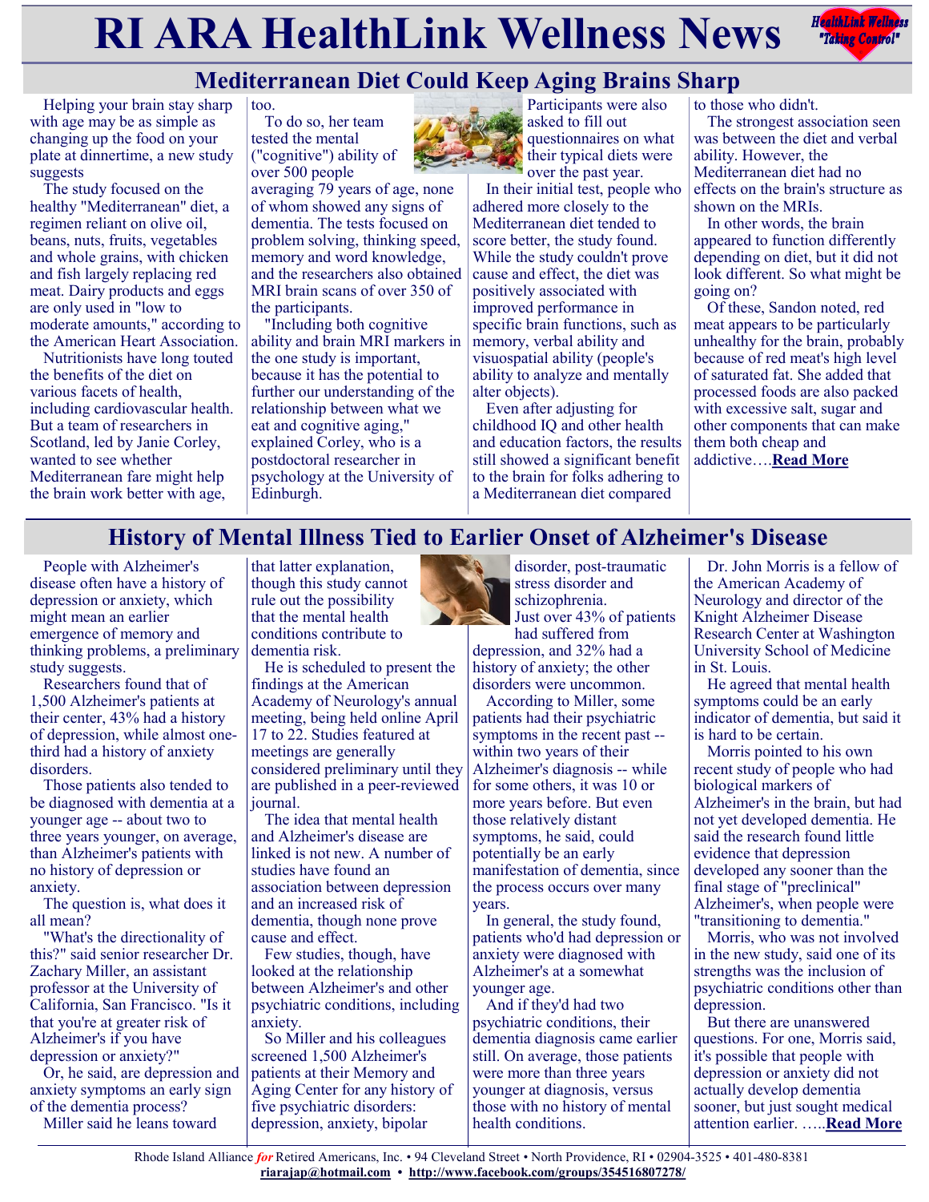# RI ARA HealthLink Wellness News

## Mediterranean Diet Could Keep Aging Brains Sharp

Helping your brain stay sharp with age may be as simple as changing up the food on your plate at dinnertime, a new study suggests

The study focused on the healthy "Mediterranean" diet, a regimen reliant on olive oil, beans, nuts, fruits, vegetables and whole grains, with chicken and fish largely replacing red meat. Dairy products and eggs are only used in "low to moderate amounts," according to the American Heart Association.

Nutritionists have long touted the benefits of the diet on various facets of health, including cardiovascular health. But a team of researchers in Scotland, led by Janie Corley, wanted to see whether Mediterranean fare might help the brain work better with age, too.

To do so, her team tested the mental ("cognitive") ability of over 500 people averaging 79 years of age, none of whom showed any signs of dementia. The tests focused on problem solving, thinking speed, memory and word knowledge, and the researchers also obtained MRI brain scans of over 350 of the participants.

"Including both cognitive ability and brain MRI markers in the one study is important, because it has the potential to further our understanding of the relationship between what we eat and cognitive aging," explained Corley, who is a postdoctoral researcher in psychology at the University of Edinburgh.

Participants were also asked to fill out questionnaires on what their typical diets were over the past year.

In their initial test, people who adhered more closely to the Mediterranean diet tended to score better, the study found. While the study couldn't prove cause and effect, the diet was positively associated with improved performance in specific brain functions, such as memory, verbal ability and visuospatial ability (people's ability to analyze and mentally alter objects).

Even after adjusting for childhood IQ and other health and education factors, the results still showed a significant benefit to the brain for folks adhering to a Mediterranean diet compared to those who didn't.

The strongest association seen was between the diet and verbal ability. However, the Mediterranean diet had no effects on the brain's structure as shown on the MRIs.

In other words, the brain appeared to function differently depending on diet, but it did not look different. So what might be going on?

Of these, Sandon noted, red meat appears to be particularly unhealthy for the brain, probably because of red meat's high level of saturated fat. She added that processed foods are also packed with excessive salt, sugar and other components that can make them both cheap and addictive….**Read More**

## History of Mental Illness Tied to Earlier Onset of Alzheimer's Disease

People with Alzheimer's disease often have a history of depression or anxiety, which might mean an earlier emergence of memory and thinking problems, a preliminary study suggests.

Researchers found that of 1,500 Alzheimer's patients at their center, 43% had a history of depression, while almost one-third had a history of anxiety disorders.

Those patients also tended to be diagnosed with dementia at a younger age -- about two to three years younger, on average, than Alzheimer's patients with no history of depression or anxiety.

The question is, what does it all mean?

"What's the directionality of this?" said senior researcher Dr. Zachary Miller, an assistant professor at the University of California, San Francisco. "Is it that you're at greater risk of Alzheimer's if you have depression or anxiety?"

Or, he said, are depression and anxiety symptoms an early sign of the dementia process?

Miller said he leans toward that latter explanation, though this study cannot rule out the possibility that the mental health conditions contribute to dementia risk.

He is scheduled to present the findings at the American Academy of Neurology's annual meeting, being held online April 17 to 22. Studies featured at meetings are generally considered preliminary until they are published in a peer-reviewed journal.

The idea that mental health and Alzheimer's disease are linked is not new. A number of studies have found an association between depression and an increased risk of dementia, though none prove cause and effect.

Few studies, though, have looked at the relationship between Alzheimer's and other psychiatric conditions, including anxiety.

So Miller and his colleagues screened 1,500 Alzheimer's patients at their Memory and Aging Center for any history of five psychiatric disorders: depression, anxiety, bipolar disorder, post-traumatic stress disorder and schizophrenia.

Just over 43% of patients had suffered from depression, and 32% had a history of anxiety; the other disorders were uncommon.

According to Miller, some patients had their psychiatric symptoms in the recent past -- within two years of their Alzheimer's diagnosis -- while for some others, it was 10 or more years before. But even those relatively distant symptoms, he said, could potentially be an early manifestation of dementia, since the process occurs over many years.

In general, the study found, patients who'd had depression or anxiety were diagnosed with Alzheimer's at a somewhat younger age.

And if they'd had two psychiatric conditions, their dementia diagnosis came earlier still. On average, those patients were more than three years younger at diagnosis, versus those with no history of mental health conditions.

Dr. John Morris is a fellow of the American Academy of Neurology and director of the Knight Alzheimer Disease Research Center at Washington University School of Medicine in St. Louis.

He agreed that mental health symptoms could be an early indicator of dementia, but said it is hard to be certain.

Morris pointed to his own recent study of people who had biological markers of Alzheimer's in the brain, but had not yet developed dementia. He said the research found little evidence that depression developed any sooner than the final stage of "preclinical" Alzheimer's, when people were "transitioning to dementia."

Morris, who was not involved in the new study, said one of its strengths was the inclusion of psychiatric conditions other than depression.

But there are unanswered questions. For one, Morris said, it's possible that people with depression or anxiety did not actually develop dementia sooner, but just sought medical attention earlier. …..**Read More**

Rhode Island Alliance *for* Retired Americans, Inc. • 94 Cleveland Street • North Providence, RI • 02904-3525 • 401-480-8381
riarajap@hotmail.com • http://www.facebook.com/groups/354516807278/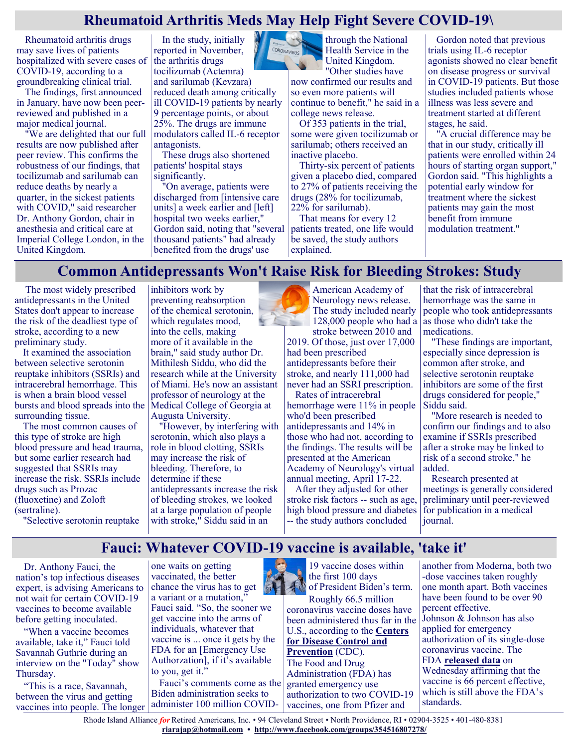# Rheumatoid Arthritis Meds May Help Fight Severe COVID-19\

Rheumatoid arthritis drugs may save lives of patients hospitalized with severe cases of COVID-19, according to a groundbreaking clinical trial.

The findings, first announced in January, have now been peer-reviewed and published in a major medical journal.

"We are delighted that our full results are now published after peer review. This confirms the robustness of our findings, that tocilizumab and sarilumab can reduce deaths by nearly a quarter, in the sickest patients with COVID," said researcher Dr. Anthony Gordon, chair in anesthesia and critical care at Imperial College London, in the United Kingdom.

In the study, initially reported in November, the arthritis drugs tocilizumab (Actemra) and sarilumab (Kevzara) reduced death among critically ill COVID-19 patients by nearly 9 percentage points, or about 25%. The drugs are immune modulators called IL-6 receptor antagonists.

These drugs also shortened patients' hospital stays significantly.

"On average, patients were discharged from [intensive care units] a week earlier and [left] hospital two weeks earlier," Gordon said, noting that "several thousand patients" had already benefited from the drugs' use through the National Health Service in the United Kingdom.

"Other studies have now confirmed our results and so even more patients will continue to benefit," he said in a college news release.

Of 353 patients in the trial, some were given tocilizumab or sarilumab; others received an inactive placebo.

Thirty-six percent of patients given a placebo died, compared to 27% of patients receiving the drugs (28% for tocilizumab, 22% for sarilumab).

That means for every 12 patients treated, one life would be saved, the study authors explained.

Gordon noted that previous trials using IL-6 receptor agonists showed no clear benefit on disease progress or survival in COVID-19 patients. But those studies included patients whose illness was less severe and treatment started at different stages, he said.

"A crucial difference may be that in our study, critically ill patients were enrolled within 24 hours of starting organ support," Gordon said. "This highlights a potential early window for treatment where the sickest patients may gain the most benefit from immune modulation treatment."

# Common Antidepressants Won't Raise Risk for Bleeding Strokes: Study

The most widely prescribed antidepressants in the United States don't appear to increase the risk of the deadliest type of stroke, according to a new preliminary study.

It examined the association between selective serotonin reuptake inhibitors (SSRIs) and intracerebral hemorrhage. This is when a brain blood vessel bursts and blood spreads into the surrounding tissue.

The most common causes of this type of stroke are high blood pressure and head trauma, but some earlier research had suggested that SSRIs may increase the risk. SSRIs include drugs such as Prozac (fluoxetine) and Zoloft (sertraline).

"Selective serotonin reuptake inhibitors work by preventing reabsorption of the chemical serotonin, which regulates mood, into the cells, making more of it available in the brain," said study author Dr. Mithilesh Siddu, who did the research while at the University of Miami. He's now an assistant professor of neurology at the Medical College of Georgia at Augusta University.

"However, by interfering with serotonin, which also plays a role in blood clotting, SSRIs may increase the risk of bleeding. Therefore, to determine if these antidepressants increase the risk of bleeding strokes, we looked at a large population of people with stroke," Siddu said in an American Academy of Neurology news release.

The study included nearly 128,000 people who had a stroke between 2010 and 2019. Of those, just over 17,000 had been prescribed antidepressants before their stroke, and nearly 111,000 had never had an SSRI prescription.

Rates of intracerebral hemorrhage were 11% in people who'd been prescribed antidepressants and 14% in those who had not, according to the findings. The results will be presented at the American Academy of Neurology's virtual annual meeting, April 17-22.

After they adjusted for other stroke risk factors -- such as age, high blood pressure and diabetes -- the study authors concluded that the risk of intracerebral hemorrhage was the same in people who took antidepressants as those who didn't take the medications.

"These findings are important, especially since depression is common after stroke, and selective serotonin reuptake inhibitors are some of the first drugs considered for people," Siddu said.

"More research is needed to confirm our findings and to also examine if SSRIs prescribed after a stroke may be linked to risk of a second stroke," he added.

Research presented at meetings is generally considered preliminary until peer-reviewed for publication in a medical journal.

# Fauci: Whatever COVID-19 vaccine is available, 'take it'

Dr. Anthony Fauci, the nation's top infectious diseases expert, is advising Americans to not wait for certain COVID-19 vaccines to become available before getting inoculated.

"When a vaccine becomes available, take it," Fauci told Savannah Guthrie during an interview on the "Today" show Thursday.

"This is a race, Savannah, between the virus and getting vaccines into people. The longer one waits on getting vaccinated, the better chance the virus has to get a variant or a mutation," Fauci said. "So, the sooner we get vaccine into the arms of individuals, whatever that vaccine is ... once it gets by the FDA for an [Emergency Use Authorzation], if it's available to you, get it."

Fauci's comments come as the Biden administration seeks to administer 100 million COVID-19 vaccine doses within the first 100 days of President Biden's term.

Roughly 66.5 million coronavirus vaccine doses have been administered thus far in the U.S., according to the **Centers for Disease Control and Prevention** (CDC).

The Food and Drug Administration (FDA) has granted emergency use authorization to two COVID-19 vaccines, one from Pfizer and another from Moderna, both two -dose vaccines taken roughly one month apart. Both vaccines have been found to be over 90 percent effective.

Johnson & Johnson has also applied for emergency authorization of its single-dose coronavirus vaccine. The FDA **released data** on Wednesday affirming that the vaccine is 66 percent effective, which is still above the FDA's standards.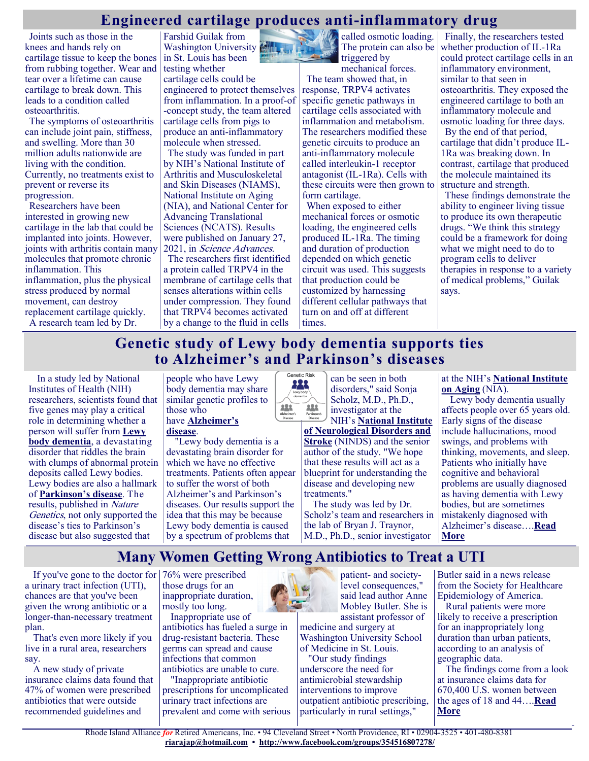# Engineered cartilage produces anti-inflammatory drug

Joints such as those in the knees and hands rely on cartilage tissue to keep the bones from rubbing together. Wear and tear over a lifetime can cause cartilage to break down. This leads to a condition called osteoarthritis.

The symptoms of osteoarthritis can include joint pain, stiffness, and swelling. More than 30 million adults nationwide are living with the condition. Currently, no treatments exist to prevent or reverse its progression.

Researchers have been interested in growing new cartilage in the lab that could be implanted into joints. However, joints with arthritis contain many molecules that promote chronic inflammation. This inflammation, plus the physical stress produced by normal movement, can destroy replacement cartilage quickly.

A research team led by Dr. Farshid Guilak from Washington University in St. Louis has been testing whether cartilage cells could be engineered to protect themselves from inflammation. In a proof-of-concept study, the team altered cartilage cells from pigs to produce an anti-inflammatory molecule when stressed.

The study was funded in part by NIH's National Institute of Arthritis and Musculoskeletal and Skin Diseases (NIAMS), National Institute on Aging (NIA), and National Center for Advancing Translational Sciences (NCATS). Results were published on January 27, 2021, in *Science Advances*.

The researchers first identified a protein called TRPV4 in the membrane of cartilage cells that senses alterations within cells under compression. They found that TRPV4 becomes activated by a change to the fluid in cells called osmotic loading. The protein can also be triggered by mechanical forces.

The team showed that, in response, TRPV4 activates specific genetic pathways in cartilage cells associated with inflammation and metabolism. The researchers modified these genetic circuits to produce an anti-inflammatory molecule called interleukin-1 receptor antagonist (IL-1Ra). Cells with these circuits were then grown to form cartilage.

When exposed to either mechanical forces or osmotic loading, the engineered cells produced IL-1Ra. The timing and duration of production depended on which genetic circuit was used. This suggests that production could be customized by harnessing different cellular pathways that turn on and off at different times.

Finally, the researchers tested whether production of IL-1Ra could protect cartilage cells in an inflammatory environment, similar to that seen in osteoarthritis. They exposed the engineered cartilage to both an inflammatory molecule and osmotic loading for three days.

By the end of that period, cartilage that didn't produce IL-1Ra was breaking down. In contrast, cartilage that produced the molecule maintained its structure and strength.

These findings demonstrate the ability to engineer living tissue to produce its own therapeutic drugs. "We think this strategy could be a framework for doing what we might need to do to program cells to deliver therapies in response to a variety of medical problems," Guilak says.

# Genetic study of Lewy body dementia supports ties to Alzheimer's and Parkinson's diseases

In a study led by National Institutes of Health (NIH) researchers, scientists found that five genes may play a critical role in determining whether a person will suffer from **Lewy body dementia**, a devastating disorder that riddles the brain with clumps of abnormal protein deposits called Lewy bodies. Lewy bodies are also a hallmark of **Parkinson's disease**. The results, published in *Nature Genetics*, not only supported the disease's ties to Parkinson's disease but also suggested that people who have Lewy body dementia may share similar genetic profiles to those who have **Alzheimer's disease**.

"Lewy body dementia is a devastating brain disorder for which we have no effective treatments. Patients often appear to suffer the worst of both Alzheimer's and Parkinson's diseases. Our results support the idea that this may be because Lewy body dementia is caused by a spectrum of problems that can be seen in both disorders," said Sonja Scholz, M.D., Ph.D., investigator at the NIH's **National Institute of Neurological Disorders and Stroke** (NINDS) and the senior author of the study. "We hope that these results will act as a blueprint for understanding the disease and developing new treatments."

The study was led by Dr. Scholz's team and researchers in the lab of Bryan J. Traynor, M.D., Ph.D., senior investigator at the NIH's **National Institute on Aging** (NIA).

Lewy body dementia usually affects people over 65 years old. Early signs of the disease include hallucinations, mood swings, and problems with thinking, movements, and sleep. Patients who initially have cognitive and behavioral problems are usually diagnosed as having dementia with Lewy bodies, but are sometimes mistakenly diagnosed with Alzheimer's disease….**Read More**

# Many Women Getting Wrong Antibiotics to Treat a UTI

If you've gone to the doctor for a urinary tract infection (UTI), chances are that you've been given the wrong antibiotic or a longer-than-necessary treatment plan.

That's even more likely if you live in a rural area, researchers say.

A new study of private insurance claims data found that 47% of women were prescribed antibiotics that were outside recommended guidelines and 76% were prescribed those drugs for an inappropriate duration, mostly too long.

Inappropriate use of antibiotics has fueled a surge in drug-resistant bacteria. These germs can spread and cause infections that common antibiotics are unable to cure.

"Inappropriate antibiotic prescriptions for uncomplicated urinary tract infections are prevalent and come with serious patient- and society-level consequences," said lead author Anne Mobley Butler. She is assistant professor of medicine and surgery at Washington University School of Medicine in St. Louis.

"Our study findings underscore the need for antimicrobial stewardship interventions to improve outpatient antibiotic prescribing, particularly in rural settings," Butler said in a news release from the Society for Healthcare Epidemiology of America.

Rural patients were more likely to receive a prescription for an inappropriately long duration than urban patients, according to an analysis of geographic data.

The findings come from a look at insurance claims data for 670,400 U.S. women between the ages of 18 and 44….**Read More**

Rhode Island Alliance *for* Retired Americans, Inc. • 94 Cleveland Street • North Providence, RI • 02904-3525 • 401-480-8381
**riarajap@hotmail.com** • **http://www.facebook.com/groups/354516807278/**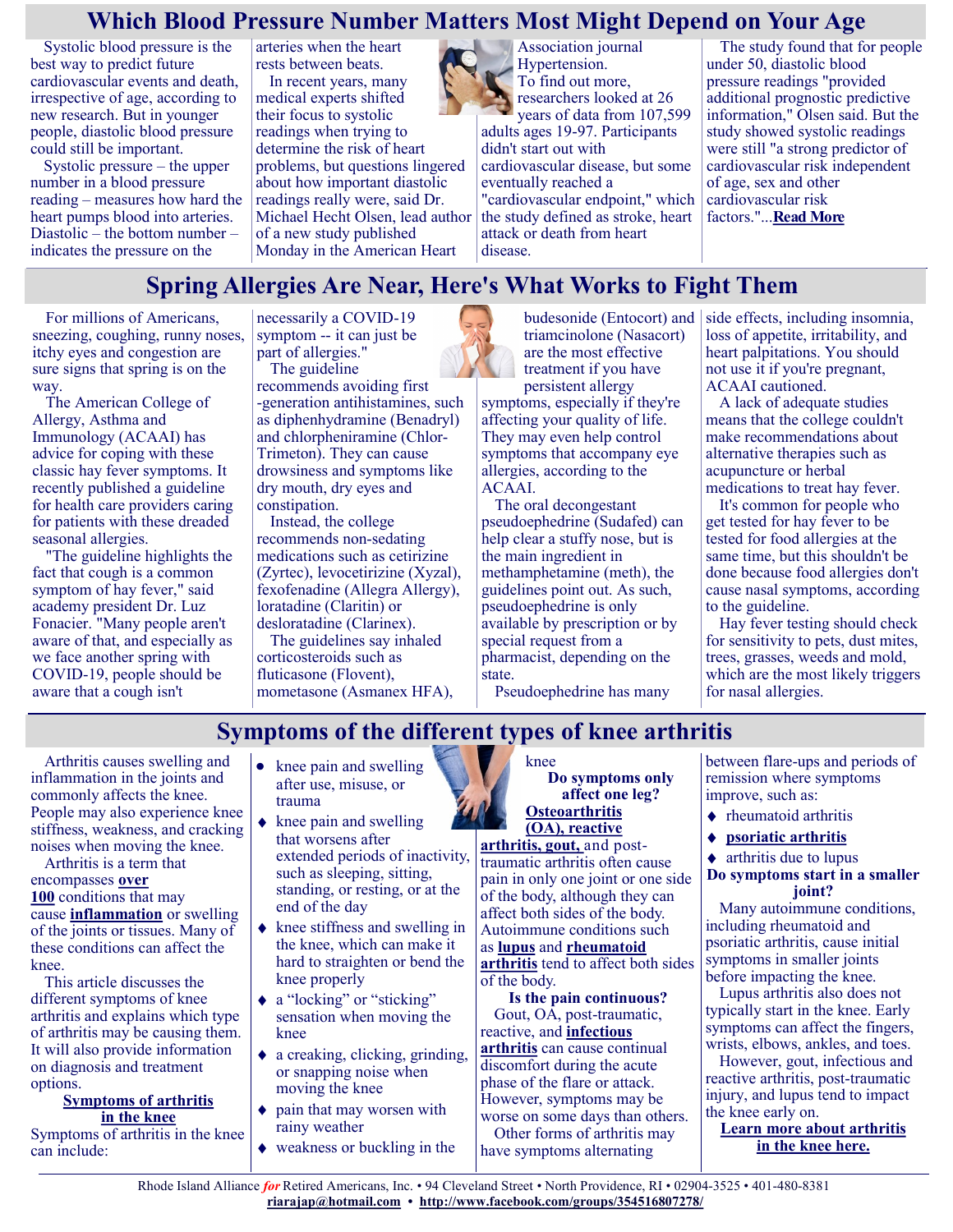# Which Blood Pressure Number Matters Most Might Depend on Your Age

Systolic blood pressure is the best way to predict future cardiovascular events and death, irrespective of age, according to new research. But in younger people, diastolic blood pressure could still be important.

Systolic pressure – the upper number in a blood pressure reading – measures how hard the heart pumps blood into arteries. Diastolic – the bottom number – indicates the pressure on the arteries when the heart rests between beats.

In recent years, many medical experts shifted their focus to systolic readings when trying to determine the risk of heart problems, but questions lingered about how important diastolic readings really were, said Dr. Michael Hecht Olsen, lead author of a new study published Monday in the American Heart Association journal Hypertension.

To find out more, researchers looked at 26 years of data from 107,599 adults ages 19-97. Participants didn't start out with cardiovascular disease, but some eventually reached a "cardiovascular endpoint," which the study defined as stroke, heart attack or death from heart disease.

The study found that for people under 50, diastolic blood pressure readings "provided additional prognostic predictive information," Olsen said. But the study showed systolic readings were still "a strong predictor of cardiovascular risk independent of age, sex and other cardiovascular risk factors."...**Read More**

# Spring Allergies Are Near, Here's What Works to Fight Them

For millions of Americans, sneezing, coughing, runny noses, itchy eyes and congestion are sure signs that spring is on the way.

The American College of Allergy, Asthma and Immunology (ACAAI) has advice for coping with these classic hay fever symptoms. It recently published a guideline for health care providers caring for patients with these dreaded seasonal allergies.

"The guideline highlights the fact that cough is a common symptom of hay fever," said academy president Dr. Luz Fonacier. "Many people aren't aware of that, and especially as we face another spring with COVID-19, people should be aware that a cough isn't necessarily a COVID-19 symptom -- it can just be part of allergies."

The guideline recommends avoiding first-generation antihistamines, such as diphenhydramine (Benadryl) and chlorpheniramine (Chlor-Trimeton). They can cause drowsiness and symptoms like dry mouth, dry eyes and constipation.

Instead, the college recommends non-sedating medications such as cetirizine (Zyrtec), levocetirizine (Xyzal), fexofenadine (Allegra Allergy), loratadine (Claritin) or desloratadine (Clarinex).

The guidelines say inhaled corticosteroids such as fluticasone (Flovent), mometasone (Asmanex HFA), budesonide (Entocort) and triamcinolone (Nasacort) are the most effective treatment if you have persistent allergy symptoms, especially if they're affecting your quality of life. They may even help control symptoms that accompany eye allergies, according to the ACAAI.

The oral decongestant pseudoephedrine (Sudafed) can help clear a stuffy nose, but is the main ingredient in methamphetamine (meth), the guidelines point out. As such, pseudoephedrine is only available by prescription or by special request from a pharmacist, depending on the state.

Pseudoephedrine has many side effects, including insomnia, loss of appetite, irritability, and heart palpitations. You should not use it if you're pregnant, ACAAI cautioned.

A lack of adequate studies means that the college couldn't make recommendations about alternative therapies such as acupuncture or herbal medications to treat hay fever.

It's common for people who get tested for hay fever to be tested for food allergies at the same time, but this shouldn't be done because food allergies don't cause nasal symptoms, according to the guideline.

Hay fever testing should check for sensitivity to pets, dust mites, trees, grasses, weeds and mold, which are the most likely triggers for nasal allergies.

# Symptoms of the different types of knee arthritis

Arthritis causes swelling and inflammation in the joints and commonly affects the knee. People may also experience knee stiffness, weakness, and cracking noises when moving the knee.

Arthritis is a term that encompasses **over 100** conditions that may cause **inflammation** or swelling of the joints or tissues. Many of these conditions can affect the knee.

This article discusses the different symptoms of knee arthritis and explains which type of arthritis may be causing them. It will also provide information on diagnosis and treatment options.

**Symptoms of arthritis in the knee**

Symptoms of arthritis in the knee can include:

- knee pain and swelling after use, misuse, or trauma
- knee pain and swelling that worsens after extended periods of inactivity, such as sleeping, sitting, standing, or resting, or at the end of the day
- knee stiffness and swelling in the knee, which can make it hard to straighten or bend the knee properly
- a "locking" or "sticking" sensation when moving the knee
- a creaking, clicking, grinding, or snapping noise when moving the knee
- pain that may worsen with rainy weather
- weakness or buckling in the knee

**Do symptoms only affect one leg?**

**Osteoarthritis (OA), reactive arthritis, gout,** and post-traumatic arthritis often cause pain in only one joint or one side of the body, although they can affect both sides of the body. Autoimmune conditions such as **lupus** and **rheumatoid arthritis** tend to affect both sides of the body.

**Is the pain continuous?**

Gout, OA, post-traumatic, reactive, and **infectious arthritis** can cause continual discomfort during the acute phase of the flare or attack. However, symptoms may be worse on some days than others.

Other forms of arthritis may have symptoms alternating between flare-ups and periods of remission where symptoms improve, such as:

- rheumatoid arthritis
- **psoriatic arthritis**
- arthritis due to lupus

**Do symptoms start in a smaller joint?**

Many autoimmune conditions, including rheumatoid and psoriatic arthritis, cause initial symptoms in smaller joints before impacting the knee.

Lupus arthritis also does not typically start in the knee. Early symptoms can affect the fingers, wrists, elbows, ankles, and toes.

However, gout, infectious and reactive arthritis, post-traumatic injury, and lupus tend to impact the knee early on.

**Learn more about arthritis in the knee here.**

Rhode Island Alliance *for* Retired Americans, Inc. • 94 Cleveland Street • North Providence, RI • 02904-3525 • 401-480-8381
riarajap@hotmail.com • http://www.facebook.com/groups/354516807278/